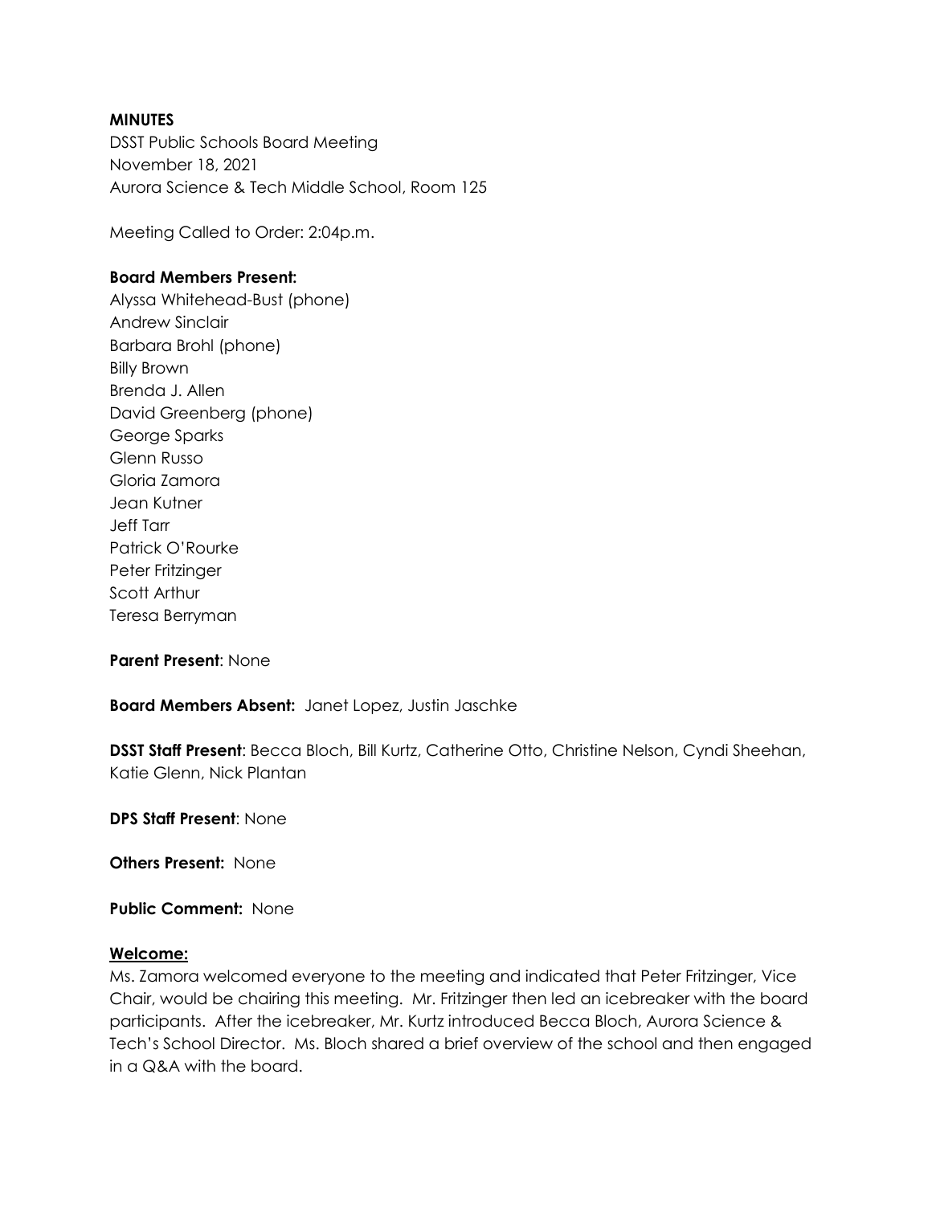**MINUTES**

DSST Public Schools Board Meeting
November 18, 2021
Aurora Science & Tech Middle School, Room 125

Meeting Called to Order: 2:04p.m.

**Board Members Present:**

Alyssa Whitehead-Bust (phone)
Andrew Sinclair
Barbara Brohl (phone)
Billy Brown
Brenda J. Allen
David Greenberg (phone)
George Sparks
Glenn Russo
Gloria Zamora
Jean Kutner
Jeff Tarr
Patrick O'Rourke
Peter Fritzinger
Scott Arthur
Teresa Berryman

**Parent Present**: None

**Board Members Absent:** Janet Lopez, Justin Jaschke

**DSST Staff Present**: Becca Bloch, Bill Kurtz, Catherine Otto, Christine Nelson, Cyndi Sheehan, Katie Glenn, Nick Plantan

**DPS Staff Present**: None

**Others Present:** None

**Public Comment:** None

**Welcome:**

Ms. Zamora welcomed everyone to the meeting and indicated that Peter Fritzinger, Vice Chair, would be chairing this meeting. Mr. Fritzinger then led an icebreaker with the board participants. After the icebreaker, Mr. Kurtz introduced Becca Bloch, Aurora Science & Tech's School Director. Ms. Bloch shared a brief overview of the school and then engaged in a Q&A with the board.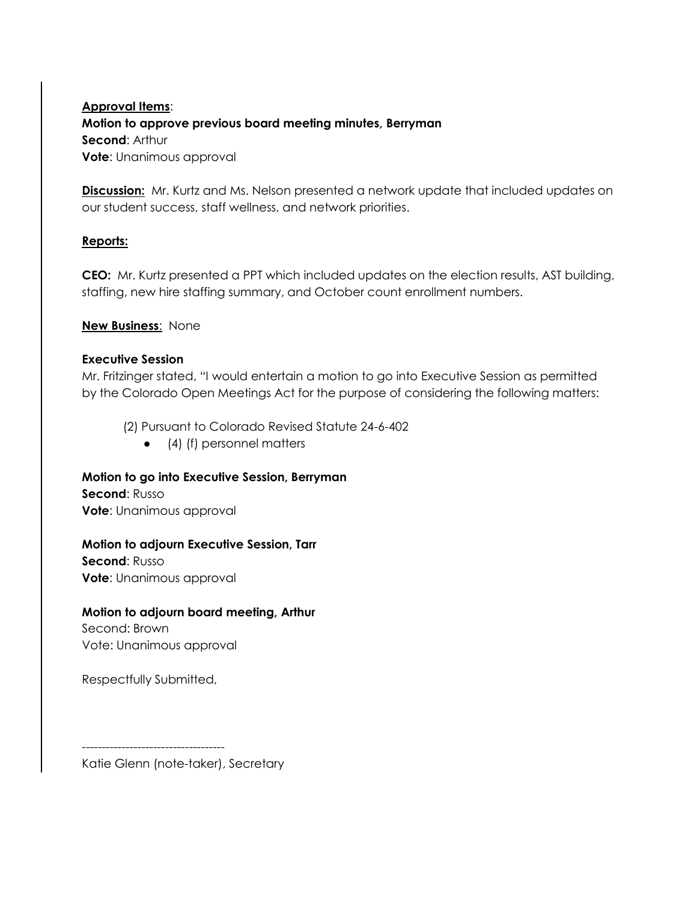**Approval Items**:
**Motion to approve previous board meeting minutes, Berryman**
**Second**: Arthur
**Vote**: Unanimous approval

**Discussion:** Mr. Kurtz and Ms. Nelson presented a network update that included updates on our student success, staff wellness, and network priorities.

**Reports:**

**CEO:** Mr. Kurtz presented a PPT which included updates on the election results, AST building, staffing, new hire staffing summary, and October count enrollment numbers.

**New Business**: None

**Executive Session**
Mr. Fritzinger stated, "I would entertain a motion to go into Executive Session as permitted by the Colorado Open Meetings Act for the purpose of considering the following matters:

(2) Pursuant to Colorado Revised Statute 24-6-402

- (4) (f) personnel matters

**Motion to go into Executive Session, Berryman**
**Second**: Russo
**Vote**: Unanimous approval

**Motion to adjourn Executive Session, Tarr**
**Second**: Russo
**Vote**: Unanimous approval

**Motion to adjourn board meeting, Arthur**
Second: Brown
Vote: Unanimous approval

Respectfully Submitted,

------------------------------------
Katie Glenn (note-taker), Secretary